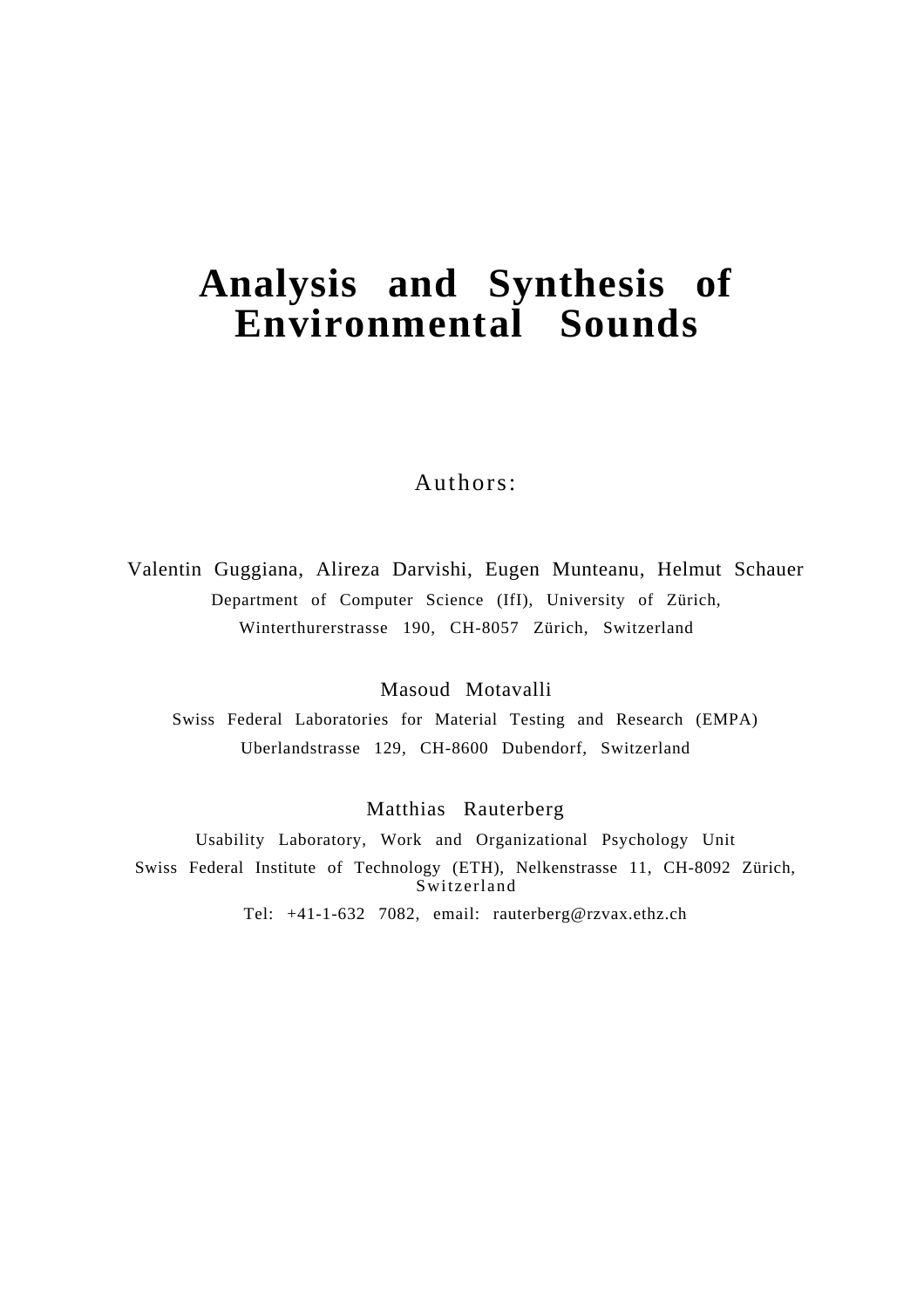# Analysis and Synthesis of Environmental Sounds

Authors:

Valentin Guggiana, Alireza Darvishi, Eugen Munteanu, Helmut Schauer

Department of Computer Science (IfI), University of Zürich,

Winterthurerstrasse 190, CH-8057 Zürich, Switzerland

Masoud Motavalli

Swiss Federal Laboratories for Material Testing and Research (EMPA)

Uberlandstrasse 129, CH-8600 Dubendorf, Switzerland

Matthias Rauterberg

Usability Laboratory, Work and Organizational Psychology Unit

Swiss Federal Institute of Technology (ETH), Nelkenstrasse 11, CH-8092 Zürich, Switzerland

Tel: +41-1-632 7082, email: rauterberg@rzvax.ethz.ch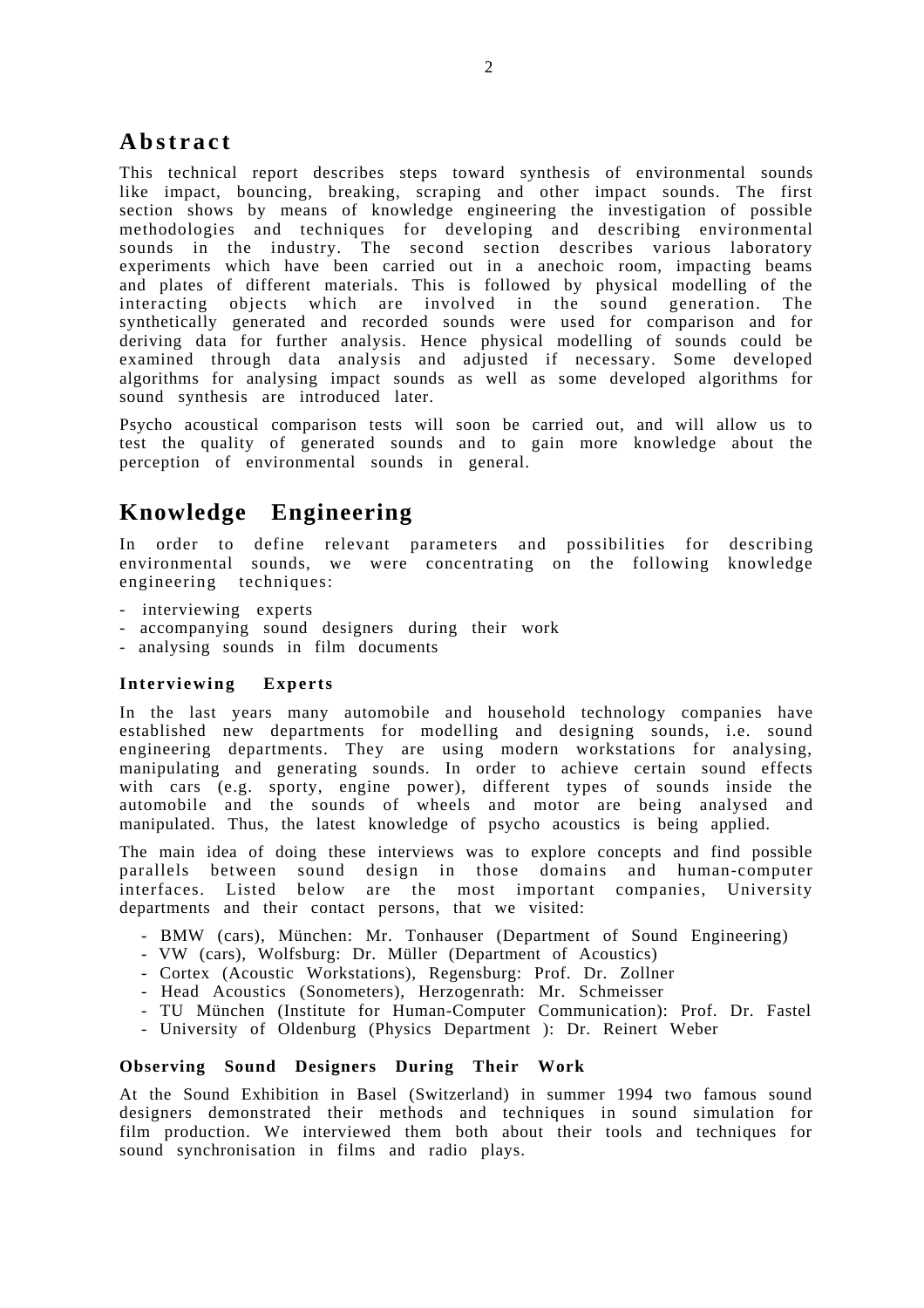## Abstract

This technical report describes steps toward synthesis of environmental sounds like impact, bouncing, breaking, scraping and other impact sounds. The first section shows by means of knowledge engineering the investigation of possible methodologies and techniques for developing and describing environmental sounds in the industry. The second section describes various laboratory experiments which have been carried out in a anechoic room, impacting beams and plates of different materials. This is followed by physical modelling of the interacting objects which are involved in the sound generation. The synthetically generated and recorded sounds were used for comparison and for deriving data for further analysis. Hence physical modelling of sounds could be examined through data analysis and adjusted if necessary. Some developed algorithms for analysing impact sounds as well as some developed algorithms for sound synthesis are introduced later.

Psycho acoustical comparison tests will soon be carried out, and will allow us to test the quality of generated sounds and to gain more knowledge about the perception of environmental sounds in general.

## Knowledge Engineering

In order to define relevant parameters and possibilities for describing environmental sounds, we were concentrating on the following knowledge engineering techniques:

- interviewing experts
- accompanying sound designers during their work
- analysing sounds in film documents

### Interviewing Experts

In the last years many automobile and household technology companies have established new departments for modelling and designing sounds, i.e. sound engineering departments. They are using modern workstations for analysing, manipulating and generating sounds. In order to achieve certain sound effects with cars (e.g. sporty, engine power), different types of sounds inside the automobile and the sounds of wheels and motor are being analysed and manipulated. Thus, the latest knowledge of psycho acoustics is being applied.

The main idea of doing these interviews was to explore concepts and find possible parallels between sound design in those domains and human-computer interfaces. Listed below are the most important companies, University departments and their contact persons, that we visited:

- BMW (cars), München: Mr. Tonhauser (Department of Sound Engineering)
- VW (cars), Wolfsburg: Dr. Müller (Department of Acoustics)
- Cortex (Acoustic Workstations), Regensburg: Prof. Dr. Zollner
- Head Acoustics (Sonometers), Herzogenrath: Mr. Schmeisser
- TU München (Institute for Human-Computer Communication): Prof. Dr. Fastel
- University of Oldenburg (Physics Department ): Dr. Reinert Weber

### Observing Sound Designers During Their Work

At the Sound Exhibition in Basel (Switzerland) in summer 1994 two famous sound designers demonstrated their methods and techniques in sound simulation for film production. We interviewed them both about their tools and techniques for sound synchronisation in films and radio plays.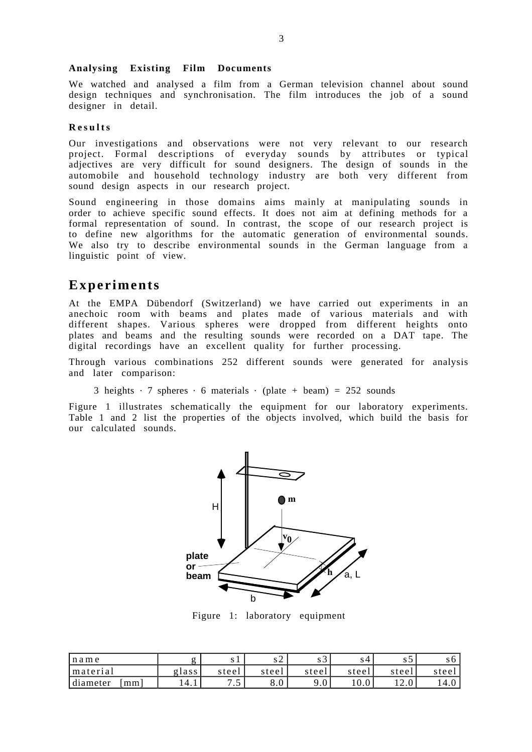### Analysing Existing Film Documents

We watched and analysed a film from a German television channel about sound design techniques and synchronisation. The film introduces the job of a sound designer in detail.

### Results

Our investigations and observations were not very relevant to our research project. Formal descriptions of everyday sounds by attributes or typical adjectives are very difficult for sound designers. The design of sounds in the automobile and household technology industry are both very different from sound design aspects in our research project.

Sound engineering in those domains aims mainly at manipulating sounds in order to achieve specific sound effects. It does not aim at defining methods for a formal representation of sound. In contrast, the scope of our research project is to define new algorithms for the automatic generation of environmental sounds. We also try to describe environmental sounds in the German language from a linguistic point of view.

## Experiments

At the EMPA Dübendorf (Switzerland) we have carried out experiments in an anechoic room with beams and plates made of various materials and with different shapes. Various spheres were dropped from different heights onto plates and beams and the resulting sounds were recorded on a DAT tape. The digital recordings have an excellent quality for further processing.

Through various combinations 252 different sounds were generated for analysis and later comparison:

$$3 \text{ heights} \cdot 7 \text{ spheres} \cdot 6 \text{ materials} \cdot (\text{plate} + \text{beam}) = 252 \text{ sounds}$$

Figure 1 illustrates schematically the equipment for our laboratory experiments. Table 1 and 2 list the properties of the objects involved, which build the basis for our calculated sounds.

Figure 1: laboratory equipment

| name | g | s1 | s2 | s3 | s4 | s5 | s6 |
|---|---|---|---|---|---|---|---|
| material | glass | steel | steel | steel | steel | steel | steel |
| diameter [mm] | 14.1 | 7.5 | 8.0 | 9.0 | 10.0 | 12.0 | 14.0 |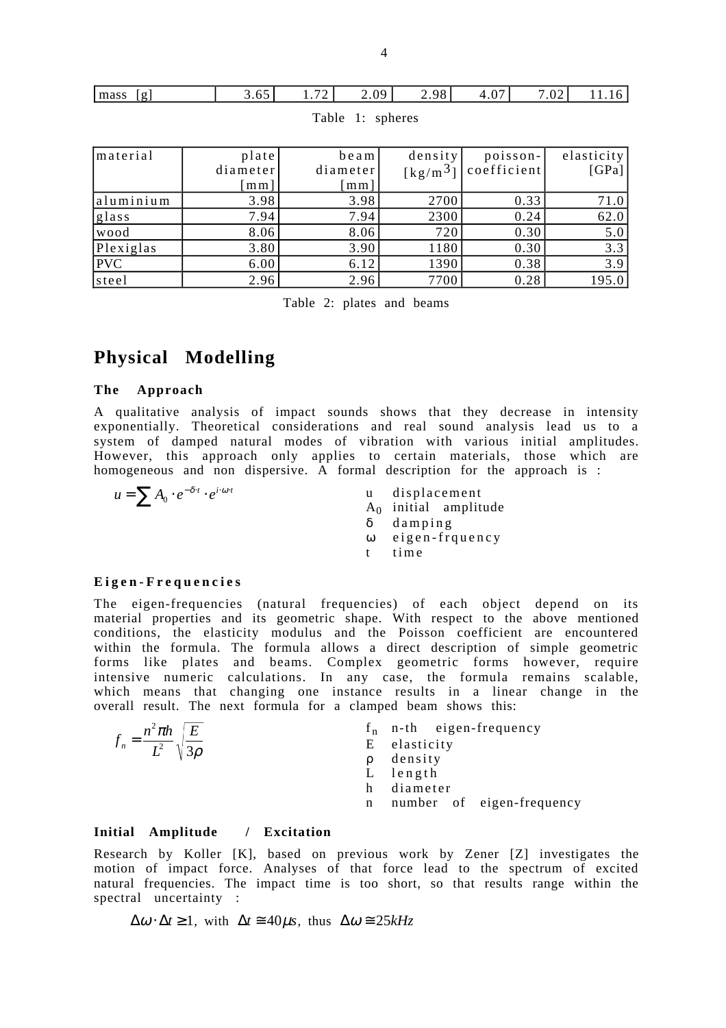| mass [g] | 3.65 | 1.72 | 2.09 | 2.98 | 4.07 | 7.02 | 11.16 |
|---|---|---|---|---|---|---|---|

Table 1: spheres

| material | plate diameter [mm] | beam diameter [mm] | density [kg/m$^3$] | poisson-coefficient | elasticity [GPa] |
|---|---|---|---|---|---|
| aluminium | 3.98 | 3.98 | 2700 | 0.33 | 71.0 |
| glass | 7.94 | 7.94 | 2300 | 0.24 | 62.0 |
| wood | 8.06 | 8.06 | 720 | 0.30 | 5.0 |
| Plexiglas | 3.80 | 3.90 | 1180 | 0.30 | 3.3 |
| PVC | 6.00 | 6.12 | 1390 | 0.38 | 3.9 |
| steel | 2.96 | 2.96 | 7700 | 0.28 | 195.0 |

Table 2: plates and beams

# Physical Modelling

### The Approach

A qualitative analysis of impact sounds shows that they decrease in intensity exponentially. Theoretical considerations and real sound analysis lead us to a system of damped natural modes of vibration with various initial amplitudes. However, this approach only applies to certain materials, those which are homogeneous and non dispersive. A formal description for the approach is :

$$u = \sum A_0 \cdot e^{-\delta \cdot t} \cdot e^{i \cdot \omega \cdot t}$$

- $u$ displacement
- $A_0$ initial amplitude
- $\delta$ damping
- $\omega$ eigen-frquency
- $t$ time

### Eigen-Frequencies

The eigen-frequencies (natural frequencies) of each object depend on its material properties and its geometric shape. With respect to the above mentioned conditions, the elasticity modulus and the Poisson coefficient are encountered within the formula. The formula allows a direct description of simple geometric forms like plates and beams. Complex geometric forms however, require intensive numeric calculations. In any case, the formula remains scalable, which means that changing one instance results in a linear change in the overall result. The next formula for a clamped beam shows this:

$$f_n = \frac{n^2 \pi h}{L^2} \sqrt{\frac{E}{3\rho}}$$

- $f_n$ n-th eigen-frequency
- $E$ elasticity
- $\rho$ density
- $L$ length
- $h$ diameter
- $n$ number of eigen-frequency

### Initial Amplitude / Excitation

Research by Koller [K], based on previous work by Zener [Z] investigates the motion of impact force. Analyses of that force lead to the spectrum of excited natural frequencies. The impact time is too short, so that results range within the spectral uncertainty :

$$\Delta\omega \cdot \Delta t \geq 1, \text{ with } \Delta t \cong 40\mu s, \text{ thus } \Delta\omega \cong 25kHz$$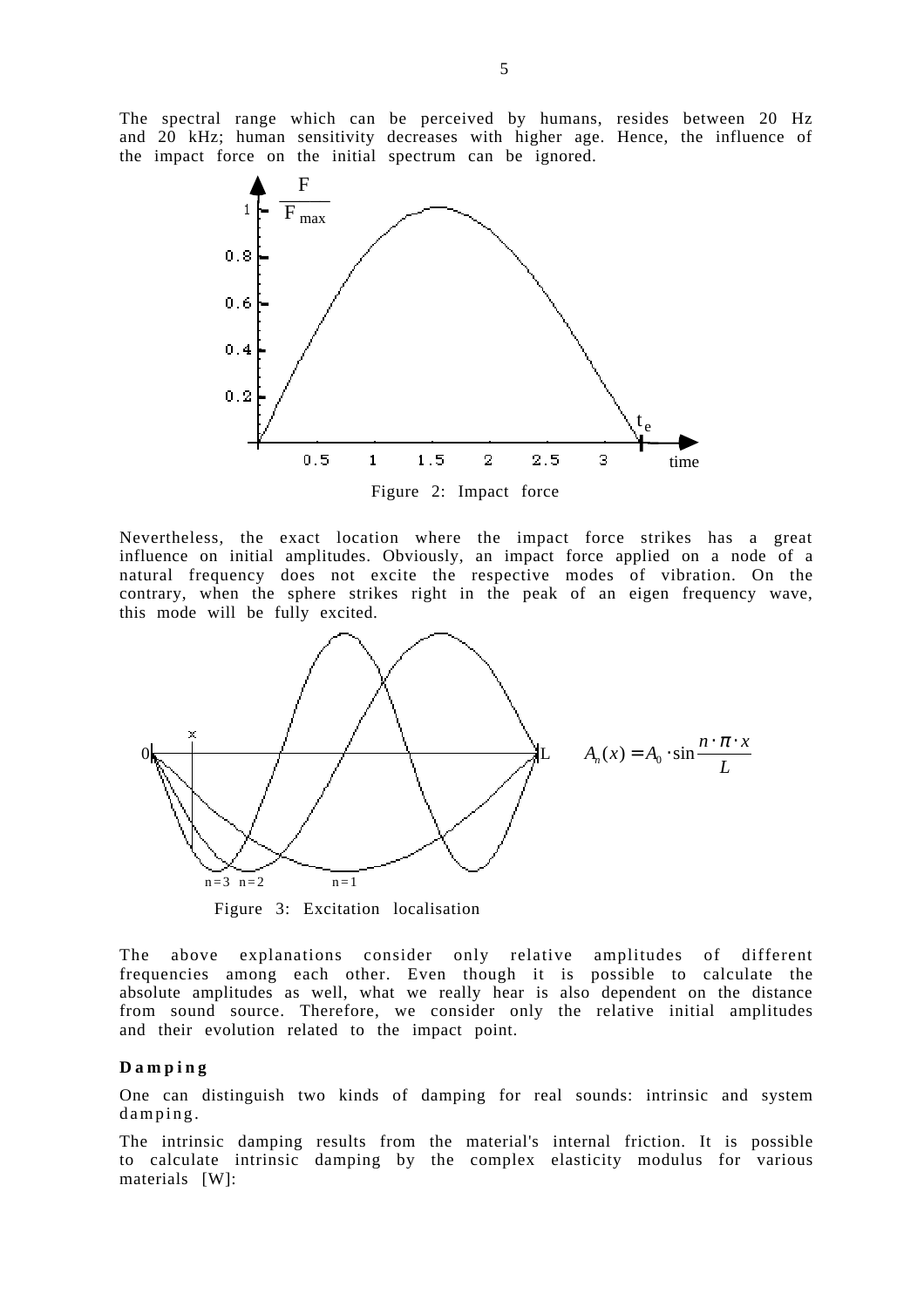The spectral range which can be perceived by humans, resides between 20 Hz and 20 kHz; human sensitivity decreases with higher age. Hence, the influence of the impact force on the initial spectrum can be ignored.

Figure 2: Impact force

Nevertheless, the exact location where the impact force strikes has a great influence on initial amplitudes. Obviously, an impact force applied on a node of a natural frequency does not excite the respective modes of vibration. On the contrary, when the sphere strikes right in the peak of an eigen frequency wave, this mode will be fully excited.

$$A_n(x) = A_0 \cdot \sin \frac{n \cdot \pi \cdot x}{L}$$

Figure 3: Excitation localisation

The above explanations consider only relative amplitudes of different frequencies among each other. Even though it is possible to calculate the absolute amplitudes as well, what we really hear is also dependent on the distance from sound source. Therefore, we consider only the relative initial amplitudes and their evolution related to the impact point.

**Damping**

One can distinguish two kinds of damping for real sounds: intrinsic and system damping.

The intrinsic damping results from the material's internal friction. It is possible to calculate intrinsic damping by the complex elasticity modulus for various materials [W]: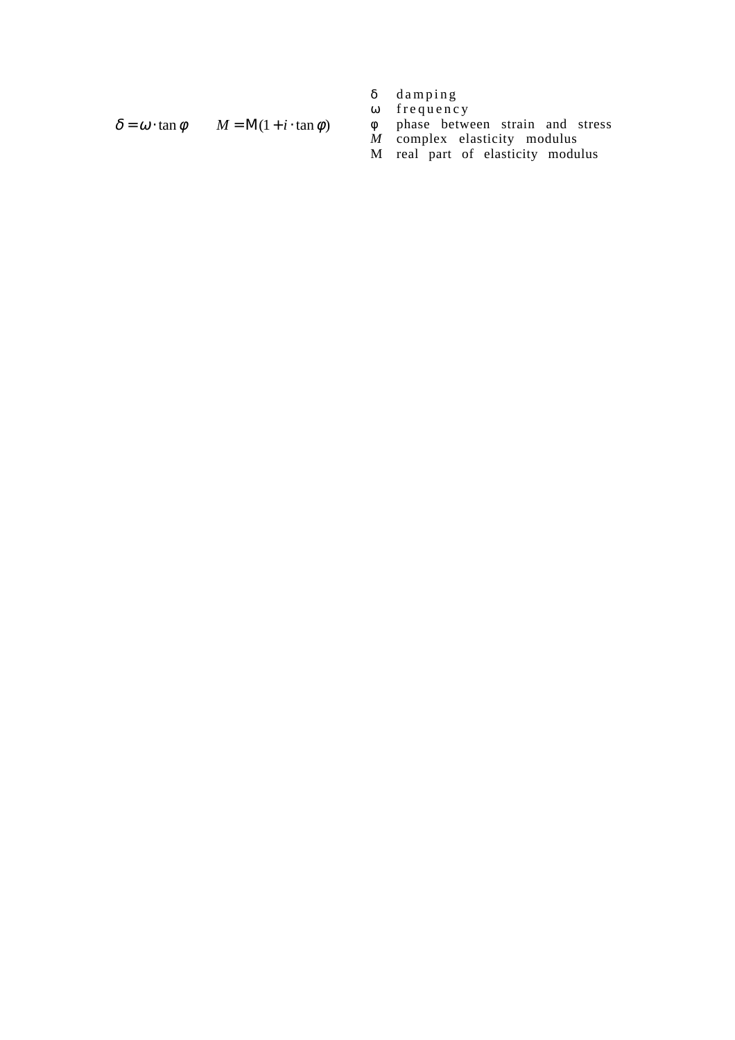$$\delta = \omega \cdot \tan \varphi \qquad M = \mathrm{M}(1 + i \cdot \tan \varphi)$$

| | |
|---|---|
| δ | damping |
| ω | frequency |
| φ | phase between strain and stress |
| *M* | complex elasticity modulus |
| M | real part of elasticity modulus |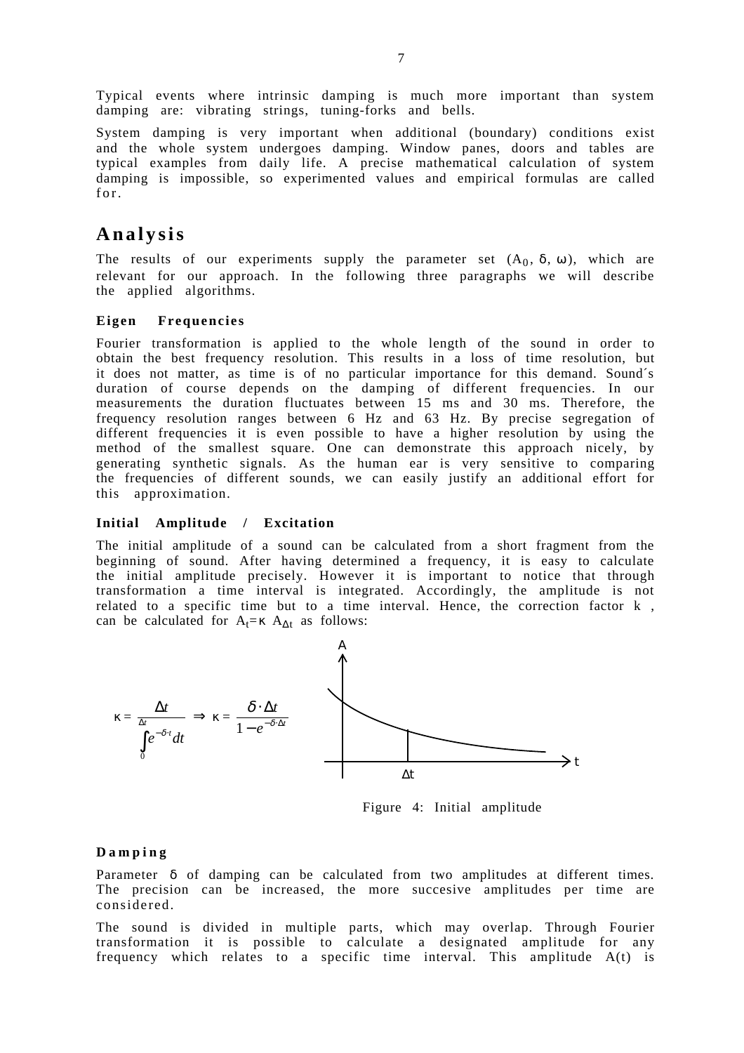Typical events where intrinsic damping is much more important than system damping are: vibrating strings, tuning-forks and bells.

System damping is very important when additional (boundary) conditions exist and the whole system undergoes damping. Window panes, doors and tables are typical examples from daily life. A precise mathematical calculation of system damping is impossible, so experimented values and empirical formulas are called for.

# Analysis

The results of our experiments supply the parameter set ($A_0$, δ, ω), which are relevant for our approach. In the following three paragraphs we will describe the applied algorithms.

### Eigen Frequencies

Fourier transformation is applied to the whole length of the sound in order to obtain the best frequency resolution. This results in a loss of time resolution, but it does not matter, as time is of no particular importance for this demand. Sound´s duration of course depends on the damping of different frequencies. In our measurements the duration fluctuates between 15 ms and 30 ms. Therefore, the frequency resolution ranges between 6 Hz and 63 Hz. By precise segregation of different frequencies it is even possible to have a higher resolution by using the method of the smallest square. One can demonstrate this approach nicely, by generating synthetic signals. As the human ear is very sensitive to comparing the frequencies of different sounds, we can easily justify an additional effort for this approximation.

### Initial Amplitude / Excitation

The initial amplitude of a sound can be calculated from a short fragment from the beginning of sound. After having determined a frequency, it is easy to calculate the initial amplitude precisely. However it is important to notice that through transformation a time interval is integrated. Accordingly, the amplitude is not related to a specific time but to a time interval. Hence, the correction factor k , can be calculated for $A_t = \kappa\, A_{\Delta t}$ as follows:

$$\kappa = \frac{\Delta t}{\int_0^{\Delta t} e^{-\delta \cdot t}\, dt} \Rightarrow \kappa = \frac{\delta \cdot \Delta t}{1 - e^{-\delta \cdot \Delta t}}$$

Figure 4: Initial amplitude

### Damping

Parameter δ of damping can be calculated from two amplitudes at different times. The precision can be increased, the more succesive amplitudes per time are considered.

The sound is divided in multiple parts, which may overlap. Through Fourier transformation it is possible to calculate a designated amplitude for any frequency which relates to a specific time interval. This amplitude A(t) is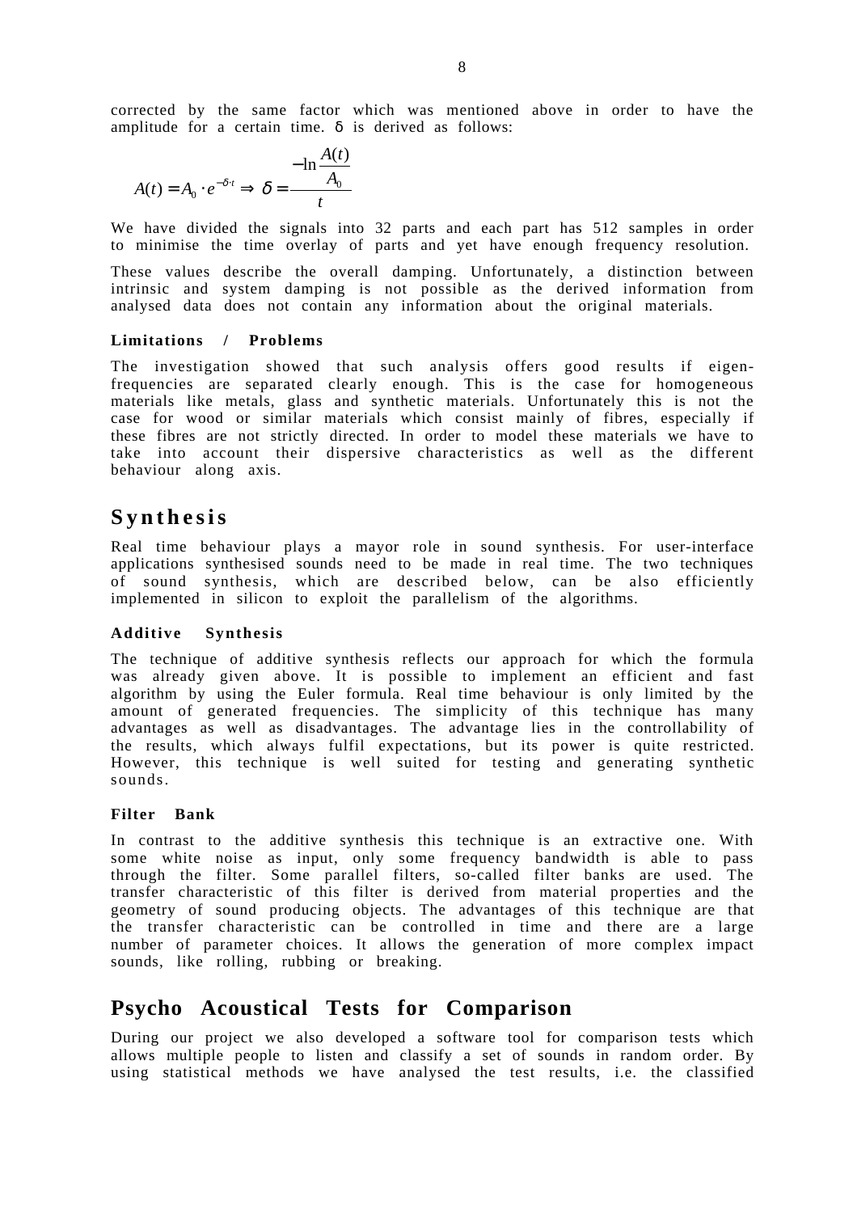corrected by the same factor which was mentioned above in order to have the amplitude for a certain time. δ is derived as follows:

$$A(t) = A_0 \cdot e^{-\delta \cdot t} \Rightarrow \delta = \frac{-\ln \frac{A(t)}{A_0}}{t}$$

We have divided the signals into 32 parts and each part has 512 samples in order to minimise the time overlay of parts and yet have enough frequency resolution.

These values describe the overall damping. Unfortunately, a distinction between intrinsic and system damping is not possible as the derived information from analysed data does not contain any information about the original materials.

### Limitations / Problems

The investigation showed that such analysis offers good results if eigen-frequencies are separated clearly enough. This is the case for homogeneous materials like metals, glass and synthetic materials. Unfortunately this is not the case for wood or similar materials which consist mainly of fibres, especially if these fibres are not strictly directed. In order to model these materials we have to take into account their dispersive characteristics as well as the different behaviour along axis.

## Synthesis

Real time behaviour plays a mayor role in sound synthesis. For user-interface applications synthesised sounds need to be made in real time. The two techniques of sound synthesis, which are described below, can be also efficiently implemented in silicon to exploit the parallelism of the algorithms.

### Additive Synthesis

The technique of additive synthesis reflects our approach for which the formula was already given above. It is possible to implement an efficient and fast algorithm by using the Euler formula. Real time behaviour is only limited by the amount of generated frequencies. The simplicity of this technique has many advantages as well as disadvantages. The advantage lies in the controllability of the results, which always fulfil expectations, but its power is quite restricted. However, this technique is well suited for testing and generating synthetic sounds.

### Filter Bank

In contrast to the additive synthesis this technique is an extractive one. With some white noise as input, only some frequency bandwidth is able to pass through the filter. Some parallel filters, so-called filter banks are used. The transfer characteristic of this filter is derived from material properties and the geometry of sound producing objects. The advantages of this technique are that the transfer characteristic can be controlled in time and there are a large number of parameter choices. It allows the generation of more complex impact sounds, like rolling, rubbing or breaking.

## Psycho Acoustical Tests for Comparison

During our project we also developed a software tool for comparison tests which allows multiple people to listen and classify a set of sounds in random order. By using statistical methods we have analysed the test results, i.e. the classified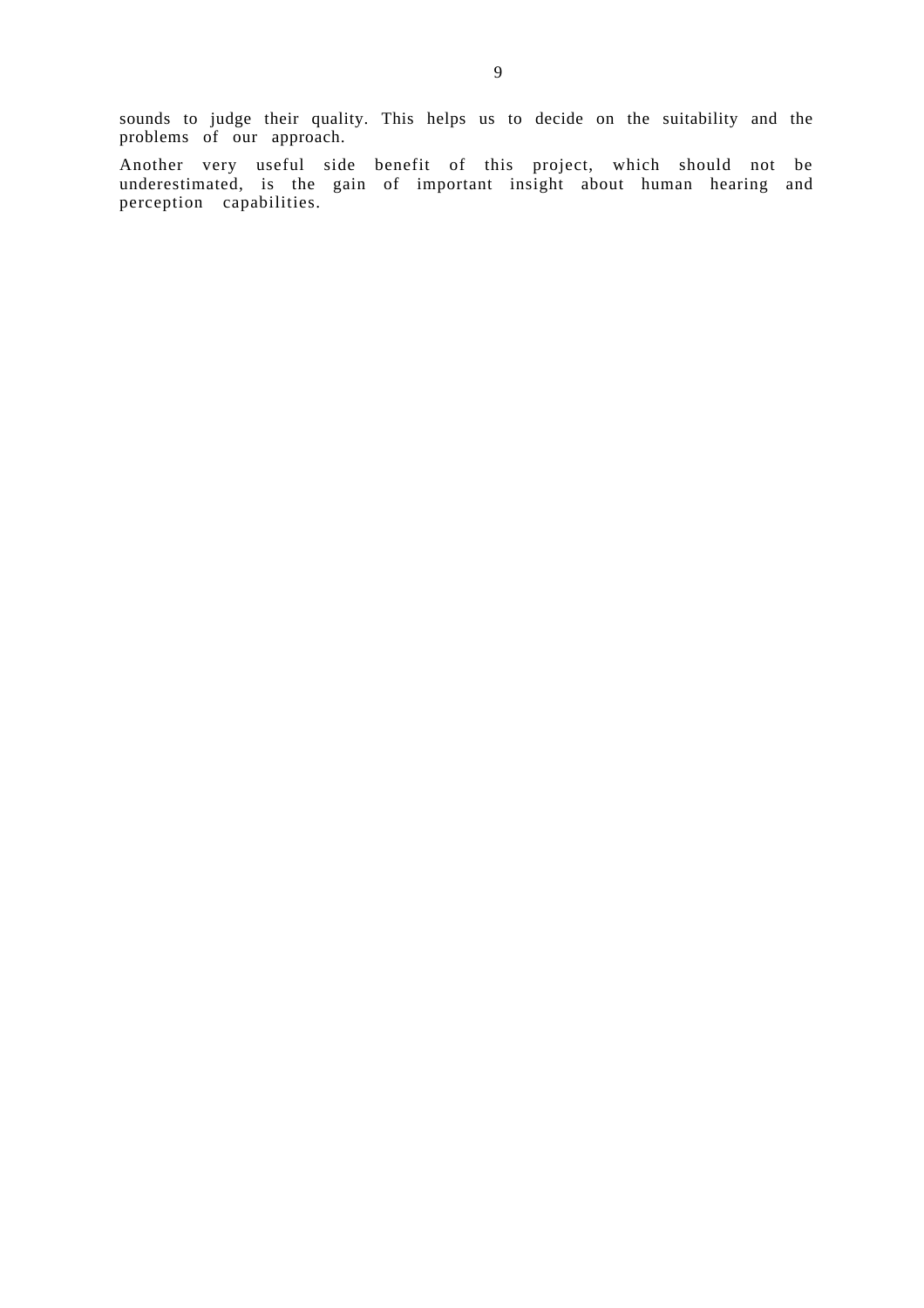sounds to judge their quality. This helps us to decide on the suitability and the problems of our approach.

Another very useful side benefit of this project, which should not be underestimated, is the gain of important insight about human hearing and perception capabilities.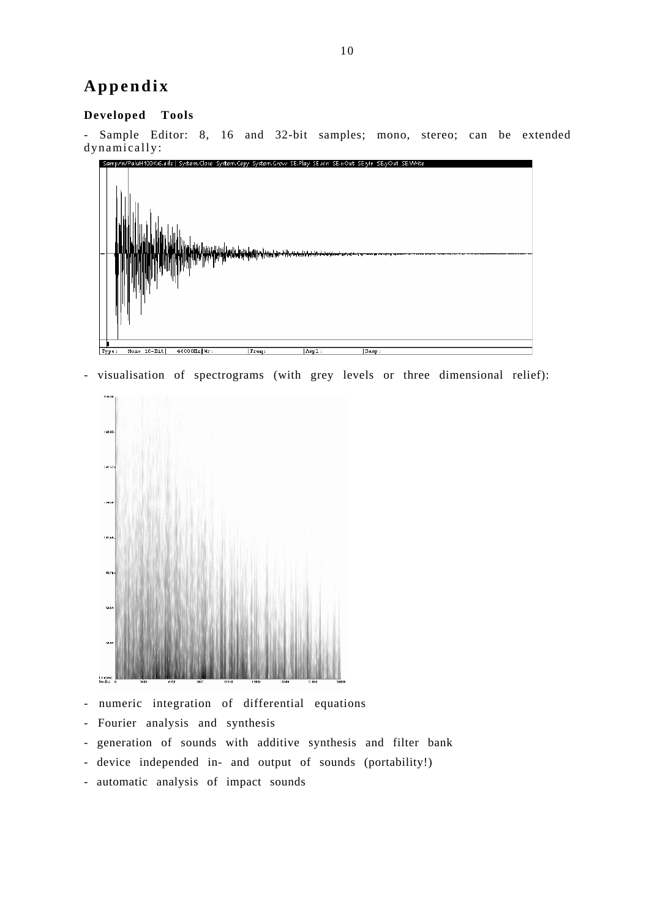# Appendix

### Developed Tools

- Sample Editor: 8, 16 and 32-bit samples; mono, stereo; can be extended dynamically:

- visualisation of spectrograms (with grey levels or three dimensional relief):

- numeric integration of differential equations
- Fourier analysis and synthesis
- generation of sounds with additive synthesis and filter bank
- device independed in- and output of sounds (portability!)
- automatic analysis of impact sounds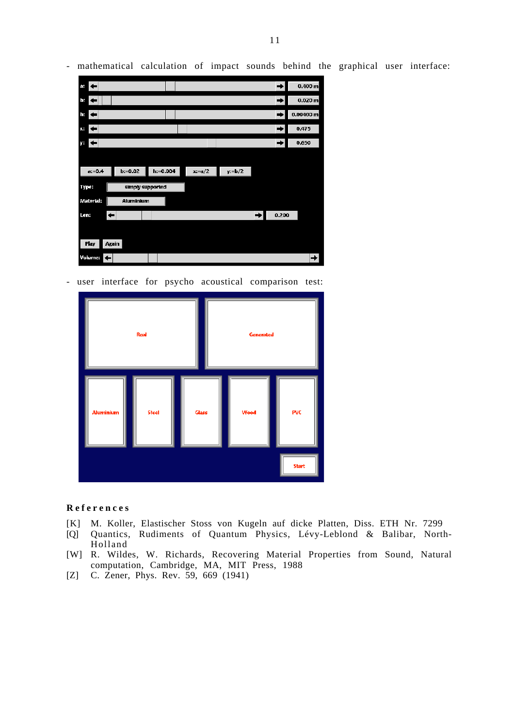- mathematical calculation of impact sounds behind the graphical user interface:

a: 0.400 m
b: 0.020 m
h: 0.00400 m
x: 0.475
y: 0.650

a:=0.4 b:=0.02 h:=0.004 x:=a/2 y:=b/2

Type: simply supported

Material: Aluminium

Len: 0.200

Play Again

Volume:

- user interface for psycho acoustical comparison test:

Real Generated

Aluminium Steel Glass Wood PVC

Start

## References

[K] M. Koller, Elastischer Stoss von Kugeln auf dicke Platten, Diss. ETH Nr. 7299

[Q] Quantics, Rudiments of Quantum Physics, Lévy-Leblond & Balibar, North-Holland

[W] R. Wildes, W. Richards, Recovering Material Properties from Sound, Natural computation, Cambridge, MA, MIT Press, 1988

[Z] C. Zener, Phys. Rev. 59, 669 (1941)